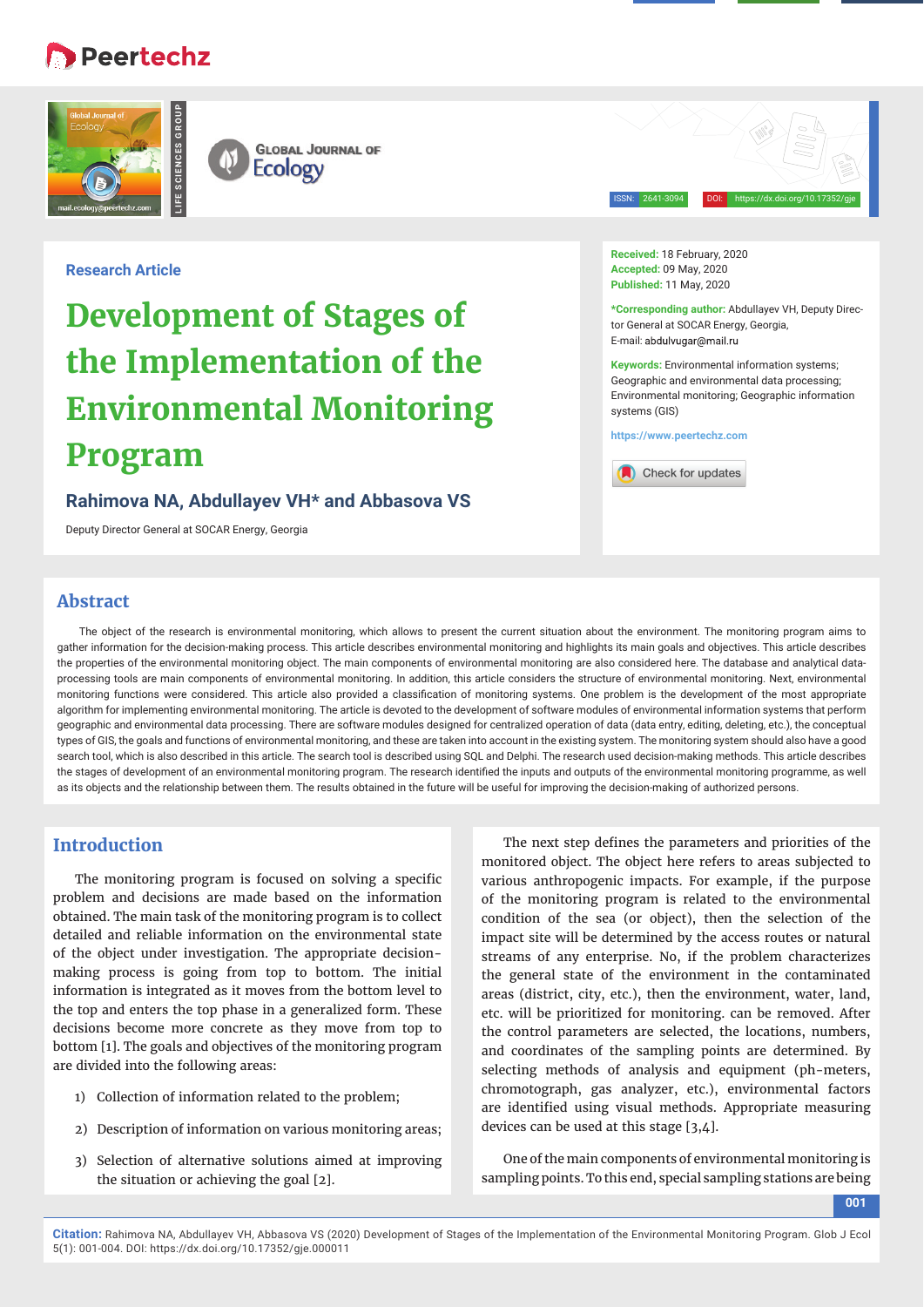Research Article

# Development of Stages of the Implementation of the Environmental Monitoring Program

**Rahimova NA, Abdullayev VH\* and Abbasova VS**

Deputy Director General at SOCAR Energy, Georgia

**Received:** 18 February, 2020
**Accepted:** 09 May, 2020
**Published:** 11 May, 2020

**\*Corresponding author:** Abdullayev VH, Deputy Director General at SOCAR Energy, Georgia,
E-mail: abdulvugar@mail.ru

**Keywords:** Environmental information systems; Geographic and environmental data processing; Environmental monitoring; Geographic information systems (GIS)

https://www.peertechz.com

## Abstract

The object of the research is environmental monitoring, which allows to present the current situation about the environment. The monitoring program aims to gather information for the decision-making process. This article describes environmental monitoring and highlights its main goals and objectives. This article describes the properties of the environmental monitoring object. The main components of environmental monitoring are also considered here. The database and analytical data-processing tools are main components of environmental monitoring. In addition, this article considers the structure of environmental monitoring. Next, environmental monitoring functions were considered. This article also provided a classification of monitoring systems. One problem is the development of the most appropriate algorithm for implementing environmental monitoring. The article is devoted to the development of software modules of environmental information systems that perform geographic and environmental data processing. There are software modules designed for centralized operation of data (data entry, editing, deleting, etc.), the conceptual types of GIS, the goals and functions of environmental monitoring, and these are taken into account in the existing system. The monitoring system should also have a good search tool, which is also described in this article. The search tool is described using SQL and Delphi. The research used decision-making methods. This article describes the stages of development of an environmental monitoring program. The research identified the inputs and outputs of the environmental monitoring programme, as well as its objects and the relationship between them. The results obtained in the future will be useful for improving the decision-making of authorized persons.

## Introduction

The monitoring program is focused on solving a specific problem and decisions are made based on the information obtained. The main task of the monitoring program is to collect detailed and reliable information on the environmental state of the object under investigation. The appropriate decision-making process is going from top to bottom. The initial information is integrated as it moves from the bottom level to the top and enters the top phase in a generalized form. These decisions become more concrete as they move from top to bottom [1]. The goals and objectives of the monitoring program are divided into the following areas:

1) Collection of information related to the problem;
2) Description of information on various monitoring areas;
3) Selection of alternative solutions aimed at improving the situation or achieving the goal [2].

The next step defines the parameters and priorities of the monitored object. The object here refers to areas subjected to various anthropogenic impacts. For example, if the purpose of the monitoring program is related to the environmental condition of the sea (or object), then the selection of the impact site will be determined by the access routes or natural streams of any enterprise. No, if the problem characterizes the general state of the environment in the contaminated areas (district, city, etc.), then the environment, water, land, etc. will be prioritized for monitoring. can be removed. After the control parameters are selected, the locations, numbers, and coordinates of the sampling points are determined. By selecting methods of analysis and equipment (ph-meters, chromotograph, gas analyzer, etc.), environmental factors are identified using visual methods. Appropriate measuring devices can be used at this stage [3,4].

One of the main components of environmental monitoring is sampling points. To this end, special sampling stations are being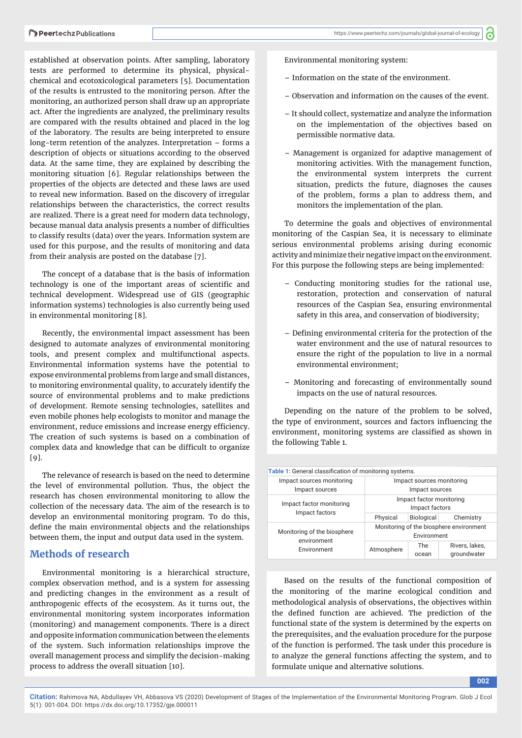established at observation points. After sampling, laboratory tests are performed to determine its physical, physical-chemical and ecotoxicological parameters [5]. Documentation of the results is entrusted to the monitoring person. After the monitoring, an authorized person shall draw up an appropriate act. After the ingredients are analyzed, the preliminary results are compared with the results obtained and placed in the log of the laboratory. The results are being interpreted to ensure long-term retention of the analyzes. Interpretation – forms a description of objects or situations according to the observed data. At the same time, they are explained by describing the monitoring situation [6]. Regular relationships between the properties of the objects are detected and these laws are used to reveal new information. Based on the discovery of irregular relationships between the characteristics, the correct results are realized. There is a great need for modern data technology, because manual data analysis presents a number of difficulties to classify results (data) over the years. Information system are used for this purpose, and the results of monitoring and data from their analysis are posted on the database [7].

The concept of a database that is the basis of information technology is one of the important areas of scientific and technical development. Widespread use of GIS (geographic information systems) technologies is also currently being used in environmental monitoring [8].

Recently, the environmental impact assessment has been designed to automate analyzes of environmental monitoring tools, and present complex and multifunctional aspects. Environmental information systems have the potential to expose environmental problems from large and small distances, to monitoring environmental quality, to accurately identify the source of environmental problems and to make predictions of development. Remote sensing technologies, satellites and even mobile phones help ecologists to monitor and manage the environment, reduce emissions and increase energy efficiency. The creation of such systems is based on a combination of complex data and knowledge that can be difficult to organize [9].

The relevance of research is based on the need to determine the level of environmental pollution. Thus, the object the research has chosen environmental monitoring to allow the collection of the necessary data. The aim of the research is to develop an environmental monitoring program. To do this, define the main environmental objects and the relationships between them, the input and output data used in the system.

## Methods of research

Environmental monitoring is a hierarchical structure, complex observation method, and is a system for assessing and predicting changes in the environment as a result of anthropogenic effects of the ecosystem. As it turns out, the environmental monitoring system incorporates information (monitoring) and management components. There is a direct and opposite information communication between the elements of the system. Such information relationships improve the overall management process and simplify the decision-making process to address the overall situation [10].

Environmental monitoring system:

– Information on the state of the environment.

– Observation and information on the causes of the event.

– It should collect, systematize and analyze the information on the implementation of the objectives based on permissible normative data.

– Management is organized for adaptive management of monitoring activities. With the management function, the environmental system interprets the current situation, predicts the future, diagnoses the causes of the problem, forms a plan to address them, and monitors the implementation of the plan.

To determine the goals and objectives of environmental monitoring of the Caspian Sea, it is necessary to eliminate serious environmental problems arising during economic activity and minimize their negative impact on the environment. For this purpose the following steps are being implemented:

– Conducting monitoring studies for the rational use, restoration, protection and conservation of natural resources of the Caspian Sea, ensuring environmental safety in this area, and conservation of biodiversity;

– Defining environmental criteria for the protection of the water environment and the use of natural resources to ensure the right of the population to live in a normal environmental environment;

– Monitoring and forecasting of environmentally sound impacts on the use of natural resources.

Depending on the nature of the problem to be solved, the type of environment, sources and factors influencing the environment, monitoring systems are classified as shown in the following Table 1.

**Table 1:** General classification of monitoring systems.

| | | | |
|---|---|---|---|
| Impact sources monitoring Impact sources | Impact sources monitoring Impact sources | | |
| Impact factor monitoring Impact factors | Impact factor monitoring Impact factors | | |
| | Physical | Biological | Chemistry |
| Monitoring of the biosphere environment Environment | Monitoring of the biosphere environment Environment | | |
| | Atmosphere | The ocean | Rivers, lakes, groundwater |

Based on the results of the functional composition of the monitoring of the marine ecological condition and methodological analysis of observations, the objectives within the defined function are achieved. The prediction of the functional state of the system is determined by the experts on the prerequisites, and the evaluation procedure for the purpose of the function is performed. The task under this procedure is to analyze the general functions affecting the system, and to formulate unique and alternative solutions.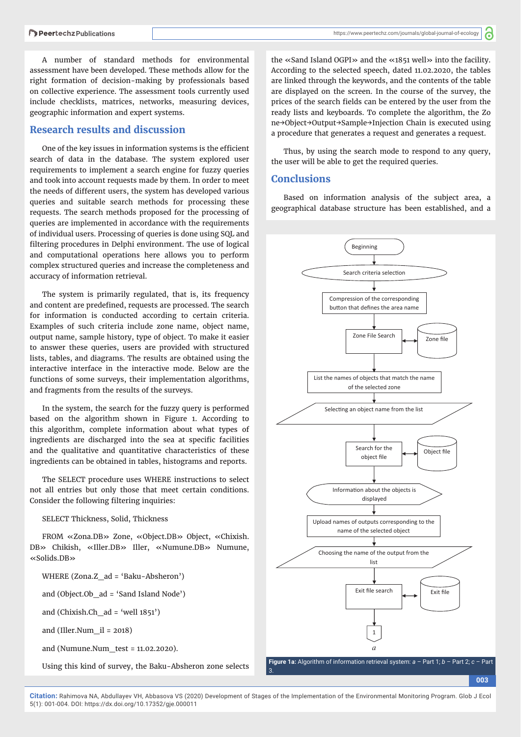A number of standard methods for environmental assessment have been developed. These methods allow for the right formation of decision-making by professionals based on collective experience. The assessment tools currently used include checklists, matrices, networks, measuring devices, geographic information and expert systems.

## Research results and discussion

One of the key issues in information systems is the efficient search of data in the database. The system explored user requirements to implement a search engine for fuzzy queries and took into account requests made by them. In order to meet the needs of different users, the system has developed various queries and suitable search methods for processing these requests. The search methods proposed for the processing of queries are implemented in accordance with the requirements of individual users. Processing of queries is done using SQL and filtering procedures in Delphi environment. The use of logical and computational operations here allows you to perform complex structured queries and increase the completeness and accuracy of information retrieval.

The system is primarily regulated, that is, its frequency and content are predefined, requests are processed. The search for information is conducted according to certain criteria. Examples of such criteria include zone name, object name, output name, sample history, type of object. To make it easier to answer these queries, users are provided with structured lists, tables, and diagrams. The results are obtained using the interactive interface in the interactive mode. Below are the functions of some surveys, their implementation algorithms, and fragments from the results of the surveys.

In the system, the search for the fuzzy query is performed based on the algorithm shown in Figure 1. According to this algorithm, complete information about what types of ingredients are discharged into the sea at specific facilities and the qualitative and quantitative characteristics of these ingredients can be obtained in tables, histograms and reports.

The SELECT procedure uses WHERE instructions to select not all entries but only those that meet certain conditions. Consider the following filtering inquiries:

SELECT Thickness, Solid, Thickness

FROM «Zona.DB» Zone, «Object.DB» Object, «Chixish.DB» Chikish, «Iller.DB» Iller, «Numune.DB» Numune, «Solids.DB»

WHERE (Zona.Z_ad = 'Baku-Absheron')

and (Object.Ob_ad = 'Sand Island Node')

and (Chixish.Ch_ad = 'well 1851')

and (Iller.Num_il = 2018)

and (Numune.Num_test = 11.02.2020).

Using this kind of survey, the Baku-Absheron zone selects the «Sand Island OGPI» and the «1851 well» into the facility. According to the selected speech, dated 11.02.2020, the tables are linked through the keywords, and the contents of the table are displayed on the screen. In the course of the survey, the prices of the search fields can be entered by the user from the ready lists and keyboards. To complete the algorithm, the Zone→Object→Output→Sample→Injection Chain is executed using a procedure that generates a request and generates a request.

Thus, by using the search mode to respond to any query, the user will be able to get the required queries.

## Conclusions

Based on information analysis of the subject area, a geographical database structure has been established, and a

Beginning → Search criteria selection → Compression of the corresponding button that defines the area name → Zone File Search (↔ Zone file) → List the names of objects that match the name of the selected zone → Selecting an object name from the list → Search for the object file (↔ Object file) → Information about the objects is displayed → Upload names of outputs corresponding to the name of the selected object → Choosing the name of the output from the list → Exit file search (↔ Exit file) → 1

*a*

**Figure 1a:** Algorithm of information retrieval system: *a* – Part 1; *b* – Part 2; *c* – Part 3.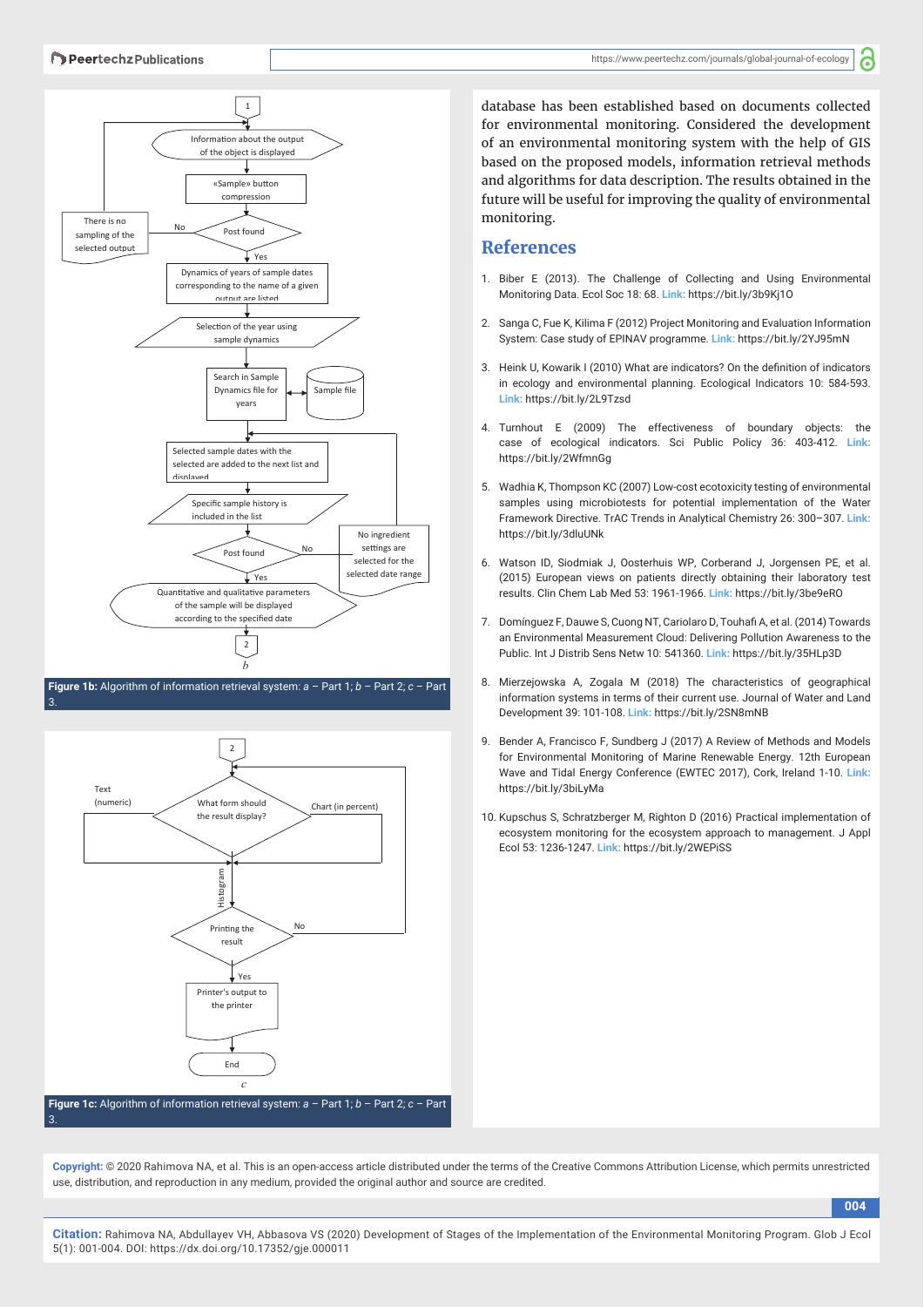1

Information about the output of the object is displayed

«Sample» button compression

Post found

No

There is no sampling of the selected output

Yes

Dynamics of years of sample dates corresponding to the name of a given output are listed

Selection of the year using sample dynamics

Search in Sample Dynamics file for years

Sample file

Selected sample dates with the selected are added to the next list and displayed

Specific sample history is included in the list

Post found

No

No ingredient settings are selected for the selected date range

Yes

Quantitative and qualitative parameters of the sample will be displayed according to the specified date

2

b

**Figure 1b:** Algorithm of information retrieval system: *a* – Part 1; *b* – Part 2; *c* – Part 3.

2

Text (numeric)

What form should the result display?

Chart (in percent)

Histogram

Printing the result

No

Yes

Printer's output to the printer

End

c

**Figure 1c:** Algorithm of information retrieval system: *a* – Part 1; *b* – Part 2; *c* – Part 3.

database has been established based on documents collected for environmental monitoring. Considered the development of an environmental monitoring system with the help of GIS based on the proposed models, information retrieval methods and algorithms for data description. The results obtained in the future will be useful for improving the quality of environmental monitoring.

## References

1. Biber E (2013). The Challenge of Collecting and Using Environmental Monitoring Data. Ecol Soc 18: 68. **Link:** https://bit.ly/3b9Kj1O
2. Sanga C, Fue K, Kilima F (2012) Project Monitoring and Evaluation Information System: Case study of EPINAV programme. **Link:** https://bit.ly/2YJ95mN
3. Heink U, Kowarik I (2010) What are indicators? On the definition of indicators in ecology and environmental planning. Ecological Indicators 10: 584-593. **Link:** https://bit.ly/2L9Tzsd
4. Turnhout E (2009) The effectiveness of boundary objects: the case of ecological indicators. Sci Public Policy 36: 403-412. **Link:** https://bit.ly/2WfmnGg
5. Wadhia K, Thompson KC (2007) Low-cost ecotoxicity testing of environmental samples using microbiotests for potential implementation of the Water Framework Directive. TrAC Trends in Analytical Chemistry 26: 300–307. **Link:** https://bit.ly/3dluUNk
6. Watson ID, Siodmiak J, Oosterhuis WP, Corberand J, Jorgensen PE, et al. (2015) European views on patients directly obtaining their laboratory test results. Clin Chem Lab Med 53: 1961-1966. **Link:** https://bit.ly/3be9eRO
7. Domínguez F, Dauwe S, Cuong NT, Cariolaro D, Touhafi A, et al. (2014) Towards an Environmental Measurement Cloud: Delivering Pollution Awareness to the Public. Int J Distrib Sens Netw 10: 541360. **Link:** https://bit.ly/35HLp3D
8. Mierzejowska A, Zogala M (2018) The characteristics of geographical information systems in terms of their current use. Journal of Water and Land Development 39: 101-108. **Link:** https://bit.ly/2SN8mNB
9. Bender A, Francisco F, Sundberg J (2017) A Review of Methods and Models for Environmental Monitoring of Marine Renewable Energy. 12th European Wave and Tidal Energy Conference (EWTEC 2017), Cork, Ireland 1-10. **Link:** https://bit.ly/3biLyMa
10. Kupschus S, Schratzberger M, Righton D (2016) Practical implementation of ecosystem monitoring for the ecosystem approach to management. J Appl Ecol 53: 1236-1247. **Link:** https://bit.ly/2WEPiSS

**Copyright:** © 2020 Rahimova NA, et al. This is an open-access article distributed under the terms of the Creative Commons Attribution License, which permits unrestricted use, distribution, and reproduction in any medium, provided the original author and source are credited.